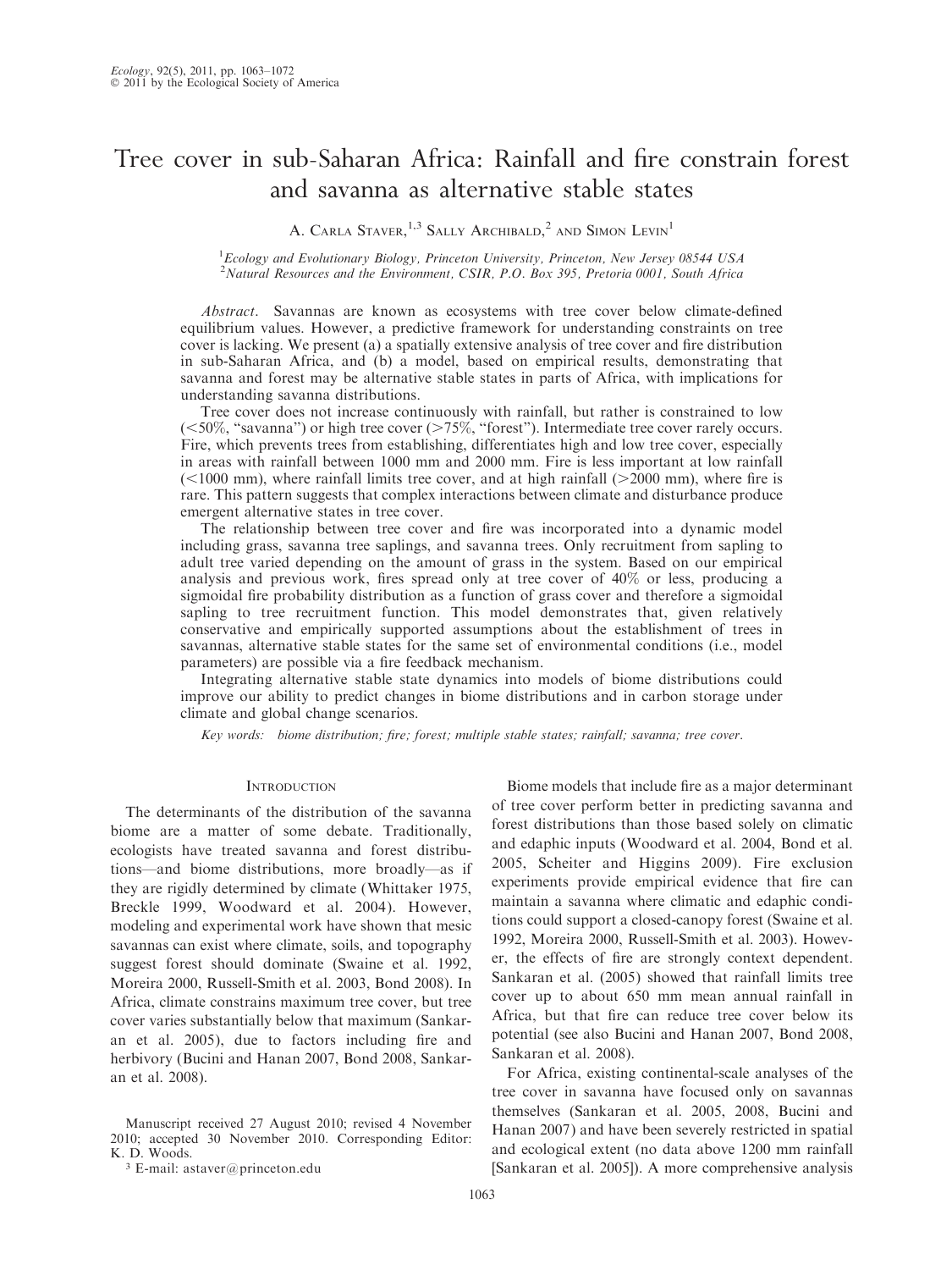# Tree cover in sub-Saharan Africa: Rainfall and fire constrain forest and savanna as alternative stable states

A. Carla Staver,[1,3] Sally Archibald,[2] and Simon Levin[1]

[1]Ecology and Evolutionary Biology, Princeton University, Princeton, New Jersey 08544 USA
[2]Natural Resources and the Environment, CSIR, P.O. Box 395, Pretoria 0001, South Africa

*Abstract*. Savannas are known as ecosystems with tree cover below climate-defined equilibrium values. However, a predictive framework for understanding constraints on tree cover is lacking. We present (a) a spatially extensive analysis of tree cover and fire distribution in sub-Saharan Africa, and (b) a model, based on empirical results, demonstrating that savanna and forest may be alternative stable states in parts of Africa, with implications for understanding savanna distributions.

Tree cover does not increase continuously with rainfall, but rather is constrained to low (<50%, "savanna") or high tree cover (>75%, "forest"). Intermediate tree cover rarely occurs. Fire, which prevents trees from establishing, differentiates high and low tree cover, especially in areas with rainfall between 1000 mm and 2000 mm. Fire is less important at low rainfall (<1000 mm), where rainfall limits tree cover, and at high rainfall (>2000 mm), where fire is rare. This pattern suggests that complex interactions between climate and disturbance produce emergent alternative states in tree cover.

The relationship between tree cover and fire was incorporated into a dynamic model including grass, savanna tree saplings, and savanna trees. Only recruitment from sapling to adult tree varied depending on the amount of grass in the system. Based on our empirical analysis and previous work, fires spread only at tree cover of 40% or less, producing a sigmoidal fire probability distribution as a function of grass cover and therefore a sigmoidal sapling to tree recruitment function. This model demonstrates that, given relatively conservative and empirically supported assumptions about the establishment of trees in savannas, alternative stable states for the same set of environmental conditions (i.e., model parameters) are possible via a fire feedback mechanism.

Integrating alternative stable state dynamics into models of biome distributions could improve our ability to predict changes in biome distributions and in carbon storage under climate and global change scenarios.

*Key words: biome distribution; fire; forest; multiple stable states; rainfall; savanna; tree cover.*

## Introduction

The determinants of the distribution of the savanna biome are a matter of some debate. Traditionally, ecologists have treated savanna and forest distributions—and biome distributions, more broadly—as if they are rigidly determined by climate (Whittaker 1975, Breckle 1999, Woodward et al. 2004). However, modeling and experimental work have shown that mesic savannas can exist where climate, soils, and topography suggest forest should dominate (Swaine et al. 1992, Moreira 2000, Russell-Smith et al. 2003, Bond 2008). In Africa, climate constrains maximum tree cover, but tree cover varies substantially below that maximum (Sankaran et al. 2005), due to factors including fire and herbivory (Bucini and Hanan 2007, Bond 2008, Sankaran et al. 2008).

Biome models that include fire as a major determinant of tree cover perform better in predicting savanna and forest distributions than those based solely on climatic and edaphic inputs (Woodward et al. 2004, Bond et al. 2005, Scheiter and Higgins 2009). Fire exclusion experiments provide empirical evidence that fire can maintain a savanna where climatic and edaphic conditions could support a closed-canopy forest (Swaine et al. 1992, Moreira 2000, Russell-Smith et al. 2003). However, the effects of fire are strongly context dependent. Sankaran et al. (2005) showed that rainfall limits tree cover up to about 650 mm mean annual rainfall in Africa, but that fire can reduce tree cover below its potential (see also Bucini and Hanan 2007, Bond 2008, Sankaran et al. 2008).

For Africa, existing continental-scale analyses of the tree cover in savanna have focused only on savannas themselves (Sankaran et al. 2005, 2008, Bucini and Hanan 2007) and have been severely restricted in spatial and ecological extent (no data above 1200 mm rainfall [Sankaran et al. 2005]). A more comprehensive analysis

Manuscript received 27 August 2010; revised 4 November 2010; accepted 30 November 2010. Corresponding Editor: K. D. Woods.

[3] E-mail: astaver@princeton.edu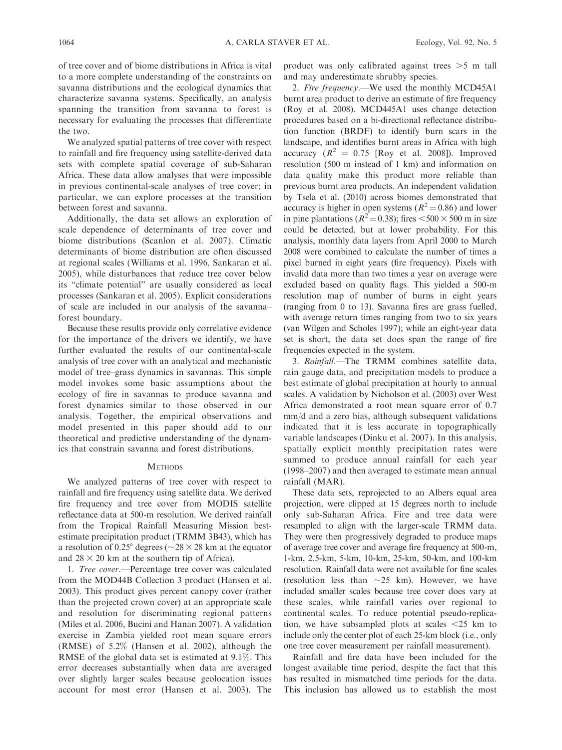of tree cover and of biome distributions in Africa is vital to a more complete understanding of the constraints on savanna distributions and the ecological dynamics that characterize savanna systems. Specifically, an analysis spanning the transition from savanna to forest is necessary for evaluating the processes that differentiate the two.

We analyzed spatial patterns of tree cover with respect to rainfall and fire frequency using satellite-derived data sets with complete spatial coverage of sub-Saharan Africa. These data allow analyses that were impossible in previous continental-scale analyses of tree cover; in particular, we can explore processes at the transition between forest and savanna.

Additionally, the data set allows an exploration of scale dependence of determinants of tree cover and biome distributions (Scanlon et al. 2007). Climatic determinants of biome distribution are often discussed at regional scales (Williams et al. 1996, Sankaran et al. 2005), while disturbances that reduce tree cover below its "climate potential" are usually considered as local processes (Sankaran et al. 2005). Explicit considerations of scale are included in our analysis of the savanna–forest boundary.

Because these results provide only correlative evidence for the importance of the drivers we identify, we have further evaluated the results of our continental-scale analysis of tree cover with an analytical and mechanistic model of tree–grass dynamics in savannas. This simple model invokes some basic assumptions about the ecology of fire in savannas to produce savanna and forest dynamics similar to those observed in our analysis. Together, the empirical observations and model presented in this paper should add to our theoretical and predictive understanding of the dynamics that constrain savanna and forest distributions.

## Methods

We analyzed patterns of tree cover with respect to rainfall and fire frequency using satellite data. We derived fire frequency and tree cover from MODIS satellite reflectance data at 500-m resolution. We derived rainfall from the Tropical Rainfall Measuring Mission best-estimate precipitation product (TRMM 3B43), which has a resolution of 0.25° degrees ($\sim$28 $\times$ 28 km at the equator and 28 $\times$ 20 km at the southern tip of Africa).

1. *Tree cover*.—Percentage tree cover was calculated from the MOD44B Collection 3 product (Hansen et al. 2003). This product gives percent canopy cover (rather than the projected crown cover) at an appropriate scale and resolution for discriminating regional patterns (Miles et al. 2006, Bucini and Hanan 2007). A validation exercise in Zambia yielded root mean square errors (RMSE) of 5.2% (Hansen et al. 2002), although the RMSE of the global data set is estimated at 9.1%. This error decreases substantially when data are averaged over slightly larger scales because geolocation issues account for most error (Hansen et al. 2003). The product was only calibrated against trees >5 m tall and may underestimate shrubby species.

2. *Fire frequency*.—We used the monthly MCD45A1 burnt area product to derive an estimate of fire frequency (Roy et al. 2008). MCD445A1 uses change detection procedures based on a bi-directional reflectance distribution function (BRDF) to identify burn scars in the landscape, and identifies burnt areas in Africa with high accuracy ($R^2$ = 0.75 [Roy et al. 2008]). Improved resolution (500 m instead of 1 km) and information on data quality make this product more reliable than previous burnt area products. An independent validation by Tsela et al. (2010) across biomes demonstrated that accuracy is higher in open systems ($R^2 = 0.86$) and lower in pine plantations ($R^2 = 0.38$); fires <500 $\times$ 500 m in size could be detected, but at lower probability. For this analysis, monthly data layers from April 2000 to March 2008 were combined to calculate the number of times a pixel burned in eight years (fire frequency). Pixels with invalid data more than two times a year on average were excluded based on quality flags. This yielded a 500-m resolution map of number of burns in eight years (ranging from 0 to 13). Savanna fires are grass fuelled, with average return times ranging from two to six years (van Wilgen and Scholes 1997); while an eight-year data set is short, the data set does span the range of fire frequencies expected in the system.

3. *Rainfall*.—The TRMM combines satellite data, rain gauge data, and precipitation models to produce a best estimate of global precipitation at hourly to annual scales. A validation by Nicholson et al. (2003) over West Africa demonstrated a root mean square error of 0.7 mm/d and a zero bias, although subsequent validations indicated that it is less accurate in topographically variable landscapes (Dinku et al. 2007). In this analysis, spatially explicit monthly precipitation rates were summed to produce annual rainfall for each year (1998–2007) and then averaged to estimate mean annual rainfall (MAR).

These data sets, reprojected to an Albers equal area projection, were clipped at 15 degrees north to include only sub-Saharan Africa. Fire and tree data were resampled to align with the larger-scale TRMM data. They were then progressively degraded to produce maps of average tree cover and average fire frequency at 500-m, 1-km, 2.5-km, 5-km, 10-km, 25-km, 50-km, and 100-km resolution. Rainfall data were not available for fine scales (resolution less than $\sim$25 km). However, we have included smaller scales because tree cover does vary at these scales, while rainfall varies over regional to continental scales. To reduce potential pseudo-replication, we have subsampled plots at scales <25 km to include only the center plot of each 25-km block (i.e., only one tree cover measurement per rainfall measurement).

Rainfall and fire data have been included for the longest available time period, despite the fact that this has resulted in mismatched time periods for the data. This inclusion has allowed us to establish the most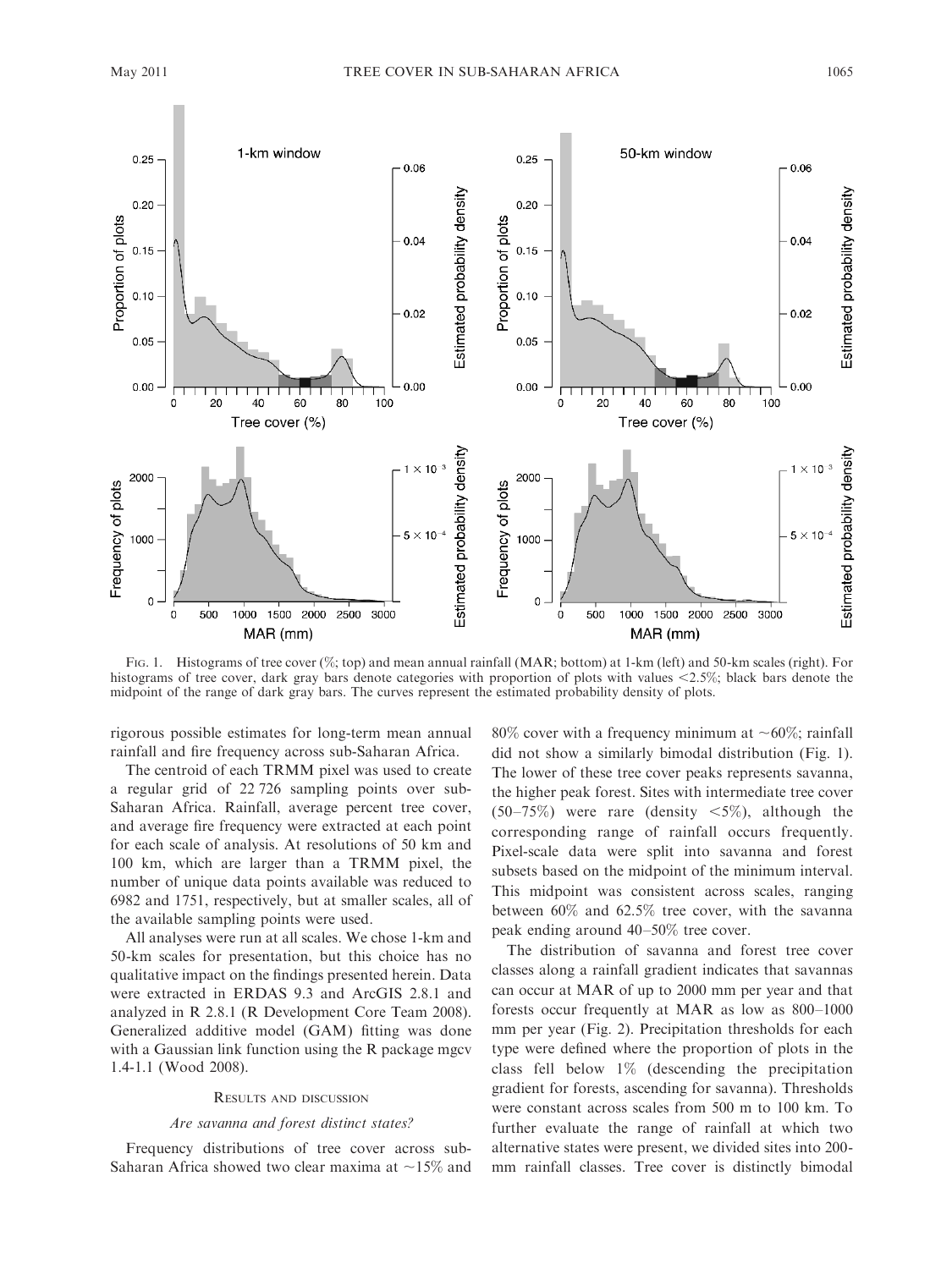FIG. 1. Histograms of tree cover (%; top) and mean annual rainfall (MAR; bottom) at 1-km (left) and 50-km scales (right). For histograms of tree cover, dark gray bars denote categories with proportion of plots with values <2.5%; black bars denote the midpoint of the range of dark gray bars. The curves represent the estimated probability density of plots.

rigorous possible estimates for long-term mean annual rainfall and fire frequency across sub-Saharan Africa.

The centroid of each TRMM pixel was used to create a regular grid of 22 726 sampling points over sub-Saharan Africa. Rainfall, average percent tree cover, and average fire frequency were extracted at each point for each scale of analysis. At resolutions of 50 km and 100 km, which are larger than a TRMM pixel, the number of unique data points available was reduced to 6982 and 1751, respectively, but at smaller scales, all of the available sampling points were used.

All analyses were run at all scales. We chose 1-km and 50-km scales for presentation, but this choice has no qualitative impact on the findings presented herein. Data were extracted in ERDAS 9.3 and ArcGIS 2.8.1 and analyzed in R 2.8.1 (R Development Core Team 2008). Generalized additive model (GAM) fitting was done with a Gaussian link function using the R package mgcv 1.4-1.1 (Wood 2008).

## RESULTS AND DISCUSSION

### *Are savanna and forest distinct states?*

Frequency distributions of tree cover across sub-Saharan Africa showed two clear maxima at ~15% and 80% cover with a frequency minimum at ~60%; rainfall did not show a similarly bimodal distribution (Fig. 1). The lower of these tree cover peaks represents savanna, the higher peak forest. Sites with intermediate tree cover (50–75%) were rare (density <5%), although the corresponding range of rainfall occurs frequently. Pixel-scale data were split into savanna and forest subsets based on the midpoint of the minimum interval. This midpoint was consistent across scales, ranging between 60% and 62.5% tree cover, with the savanna peak ending around 40–50% tree cover.

The distribution of savanna and forest tree cover classes along a rainfall gradient indicates that savannas can occur at MAR of up to 2000 mm per year and that forests occur frequently at MAR as low as 800–1000 mm per year (Fig. 2). Precipitation thresholds for each type were defined where the proportion of plots in the class fell below 1% (descending the precipitation gradient for forests, ascending for savanna). Thresholds were constant across scales from 500 m to 100 km. To further evaluate the range of rainfall at which two alternative states were present, we divided sites into 200-mm rainfall classes. Tree cover is distinctly bimodal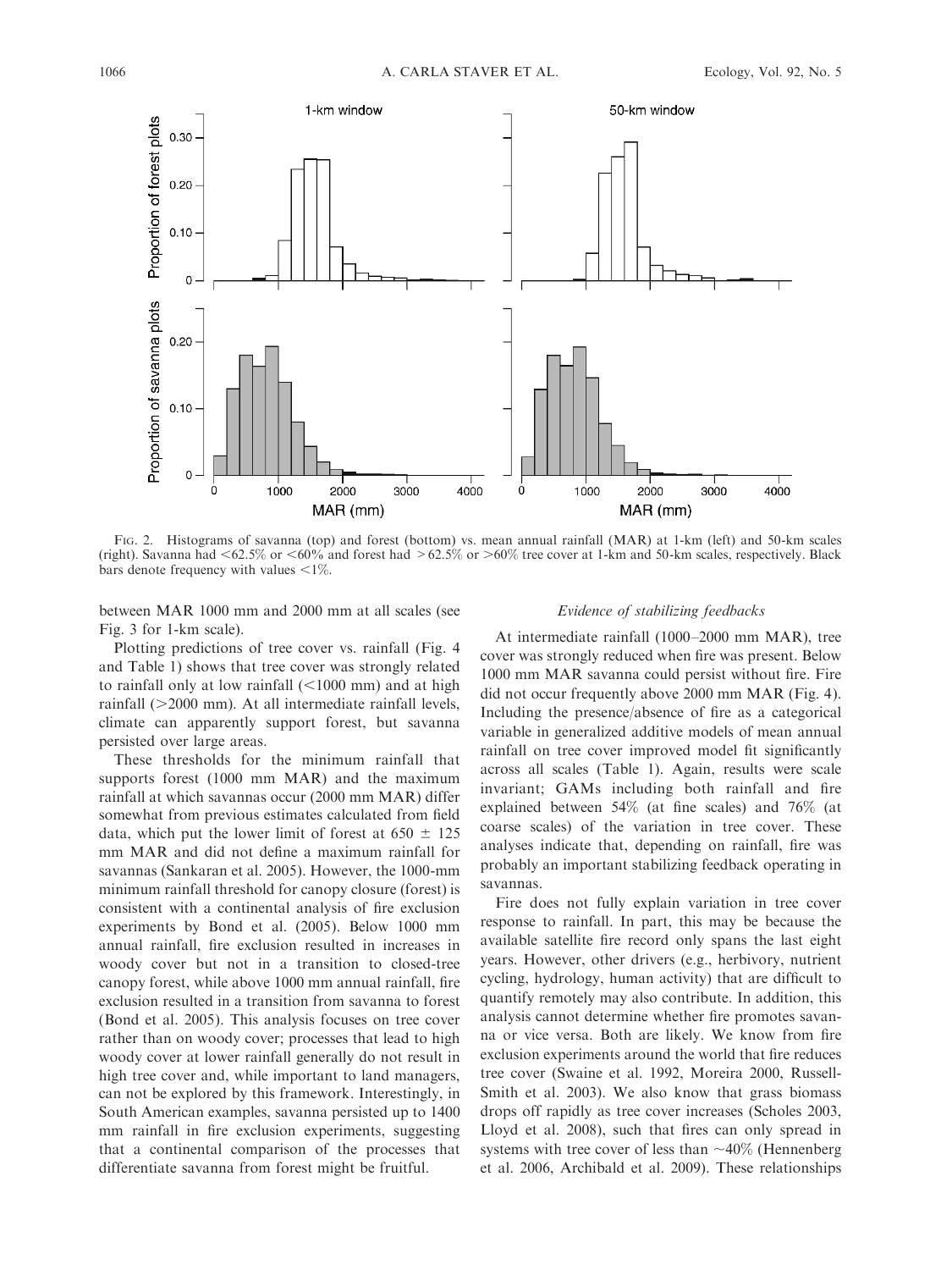FIG. 2. Histograms of savanna (top) and forest (bottom) vs. mean annual rainfall (MAR) at 1-km (left) and 50-km scales (right). Savanna had <62.5% or <60% and forest had >62.5% or >60% tree cover at 1-km and 50-km scales, respectively. Black bars denote frequency with values <1%.

between MAR 1000 mm and 2000 mm at all scales (see Fig. 3 for 1-km scale).

Plotting predictions of tree cover vs. rainfall (Fig. 4 and Table 1) shows that tree cover was strongly related to rainfall only at low rainfall (<1000 mm) and at high rainfall (>2000 mm). At all intermediate rainfall levels, climate can apparently support forest, but savanna persisted over large areas.

These thresholds for the minimum rainfall that supports forest (1000 mm MAR) and the maximum rainfall at which savannas occur (2000 mm MAR) differ somewhat from previous estimates calculated from field data, which put the lower limit of forest at 650 ± 125 mm MAR and did not define a maximum rainfall for savannas (Sankaran et al. 2005). However, the 1000-mm minimum rainfall threshold for canopy closure (forest) is consistent with a continental analysis of fire exclusion experiments by Bond et al. (2005). Below 1000 mm annual rainfall, fire exclusion resulted in increases in woody cover but not in a transition to closed-tree canopy forest, while above 1000 mm annual rainfall, fire exclusion resulted in a transition from savanna to forest (Bond et al. 2005). This analysis focuses on tree cover rather than on woody cover; processes that lead to high woody cover at lower rainfall generally do not result in high tree cover and, while important to land managers, can not be explored by this framework. Interestingly, in South American examples, savanna persisted up to 1400 mm rainfall in fire exclusion experiments, suggesting that a continental comparison of the processes that differentiate savanna from forest might be fruitful.

### *Evidence of stabilizing feedbacks*

At intermediate rainfall (1000–2000 mm MAR), tree cover was strongly reduced when fire was present. Below 1000 mm MAR savanna could persist without fire. Fire did not occur frequently above 2000 mm MAR (Fig. 4). Including the presence/absence of fire as a categorical variable in generalized additive models of mean annual rainfall on tree cover improved model fit significantly across all scales (Table 1). Again, results were scale invariant; GAMs including both rainfall and fire explained between 54% (at fine scales) and 76% (at coarse scales) of the variation in tree cover. These analyses indicate that, depending on rainfall, fire was probably an important stabilizing feedback operating in savannas.

Fire does not fully explain variation in tree cover response to rainfall. In part, this may be because the available satellite fire record only spans the last eight years. However, other drivers (e.g., herbivory, nutrient cycling, hydrology, human activity) that are difficult to quantify remotely may also contribute. In addition, this analysis cannot determine whether fire promotes savanna or vice versa. Both are likely. We know from fire exclusion experiments around the world that fire reduces tree cover (Swaine et al. 1992, Moreira 2000, Russell-Smith et al. 2003). We also know that grass biomass drops off rapidly as tree cover increases (Scholes 2003, Lloyd et al. 2008), such that fires can only spread in systems with tree cover of less than ~40% (Hennenberg et al. 2006, Archibald et al. 2009). These relationships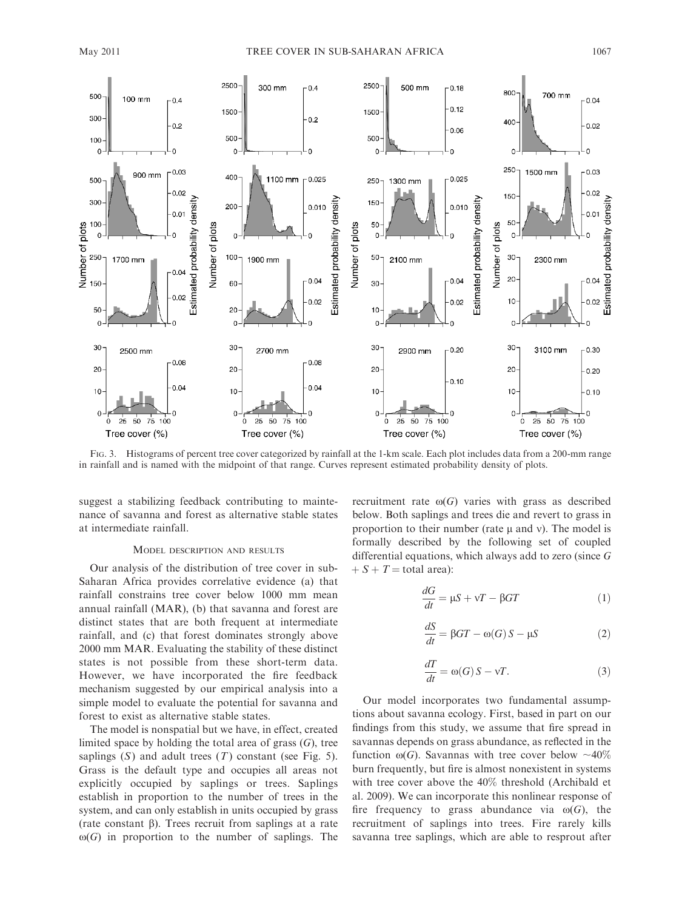FIG. 3. Histograms of percent tree cover categorized by rainfall at the 1-km scale. Each plot includes data from a 200-mm range in rainfall and is named with the midpoint of that range. Curves represent estimated probability density of plots.

suggest a stabilizing feedback contributing to maintenance of savanna and forest as alternative stable states at intermediate rainfall.

## MODEL DESCRIPTION AND RESULTS

Our analysis of the distribution of tree cover in sub-Saharan Africa provides correlative evidence (a) that rainfall constrains tree cover below 1000 mm mean annual rainfall (MAR), (b) that savanna and forest are distinct states that are both frequent at intermediate rainfall, and (c) that forest dominates strongly above 2000 mm MAR. Evaluating the stability of these distinct states is not possible from these short-term data. However, we have incorporated the fire feedback mechanism suggested by our empirical analysis into a simple model to evaluate the potential for savanna and forest to exist as alternative stable states.

The model is nonspatial but we have, in effect, created limited space by holding the total area of grass ($G$), tree saplings ($S$) and adult trees ($T$) constant (see Fig. 5). Grass is the default type and occupies all areas not explicitly occupied by saplings or trees. Saplings establish in proportion to the number of trees in the system, and can only establish in units occupied by grass (rate constant $\beta$). Trees recruit from saplings at a rate $\omega(G)$ in proportion to the number of saplings. The recruitment rate $\omega(G)$ varies with grass as described below. Both saplings and trees die and revert to grass in proportion to their number (rate $\mu$ and $\nu$). The model is formally described by the following set of coupled differential equations, which always add to zero (since $G + S + T =$ total area):

$$\frac{dG}{dt} = \mu S + \nu T - \beta G T \quad (1)$$

$$\frac{dS}{dt} = \beta G T - \omega(G) S - \mu S \quad (2)$$

$$\frac{dT}{dt} = \omega(G) S - \nu T. \quad (3)$$

Our model incorporates two fundamental assumptions about savanna ecology. First, based in part on our findings from this study, we assume that fire spread in savannas depends on grass abundance, as reflected in the function $\omega(G)$. Savannas with tree cover below ~40% burn frequently, but fire is almost nonexistent in systems with tree cover above the 40% threshold (Archibald et al. 2009). We can incorporate this nonlinear response of fire frequency to grass abundance via $\omega(G)$, the recruitment of saplings into trees. Fire rarely kills savanna tree saplings, which are able to resprout after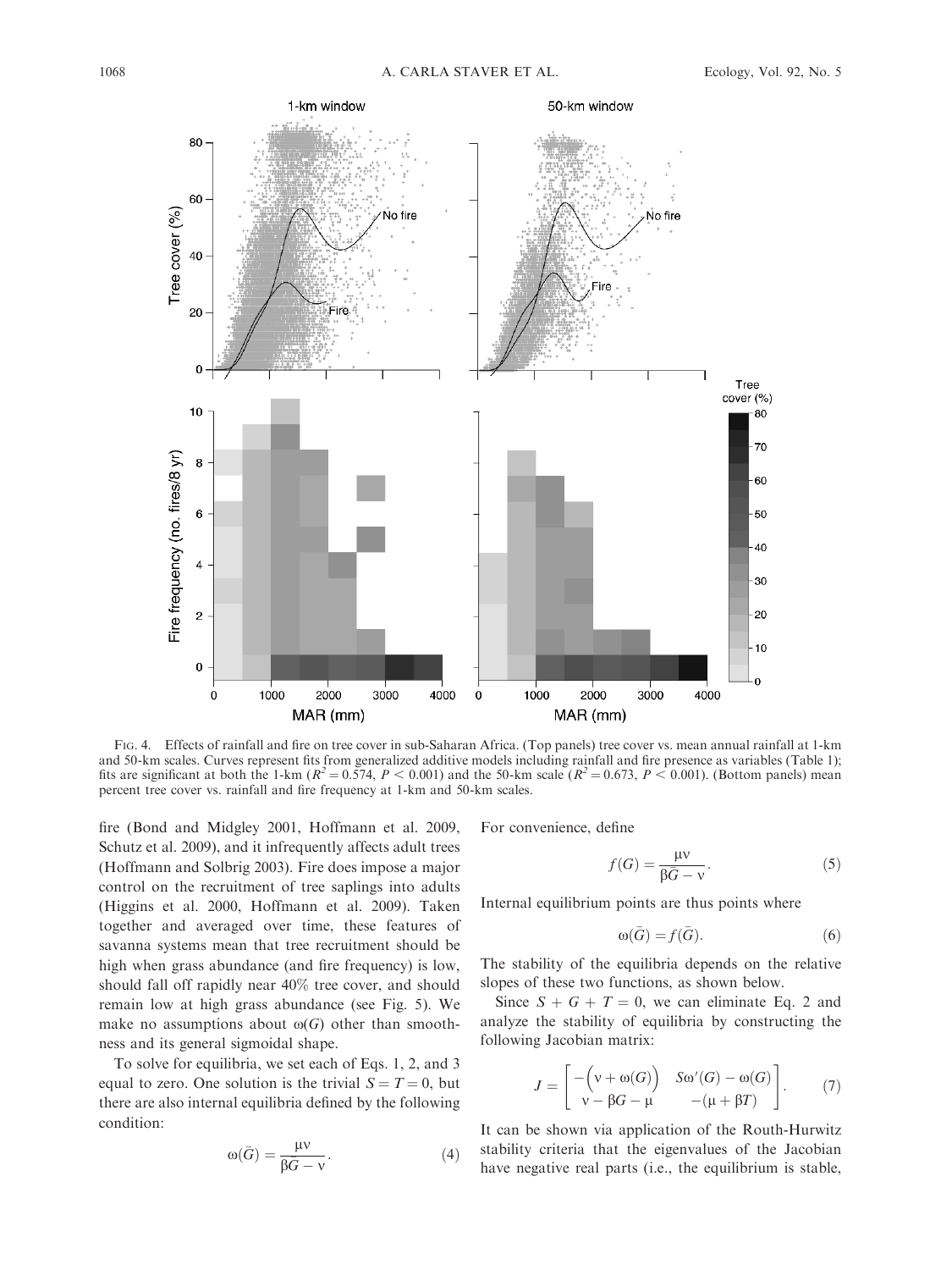FIG. 4. Effects of rainfall and fire on tree cover in sub-Saharan Africa. (Top panels) tree cover vs. mean annual rainfall at 1-km and 50-km scales. Curves represent fits from generalized additive models including rainfall and fire presence as variables (Table 1); fits are significant at both the 1-km ($R^2 = 0.574$, $P < 0.001$) and the 50-km scale ($R^2 = 0.673$, $P < 0.001$). (Bottom panels) mean percent tree cover vs. rainfall and fire frequency at 1-km and 50-km scales.

fire (Bond and Midgley 2001, Hoffmann et al. 2009, Schutz et al. 2009), and it infrequently affects adult trees (Hoffmann and Solbrig 2003). Fire does impose a major control on the recruitment of tree saplings into adults (Higgins et al. 2000, Hoffmann et al. 2009). Taken together and averaged over time, these features of savanna systems mean that tree recruitment should be high when grass abundance (and fire frequency) is low, should fall off rapidly near 40% tree cover, and should remain low at high grass abundance (see Fig. 5). We make no assumptions about $\omega(G)$ other than smoothness and its general sigmoidal shape.

To solve for equilibria, we set each of Eqs. 1, 2, and 3 equal to zero. One solution is the trivial $S = T = 0$, but there are also internal equilibria defined by the following condition:

$$\omega(\bar{G}) = \frac{\mu\nu}{\beta\bar{G} - \nu}. \tag{4}$$

For convenience, define

$$f(G) = \frac{\mu\nu}{\beta G - \nu}. \tag{5}$$

Internal equilibrium points are thus points where

$$\omega(\bar{G}) = f(\bar{G}). \tag{6}$$

The stability of the equilibria depends on the relative slopes of these two functions, as shown below.

Since $S + G + T = 0$, we can eliminate Eq. 2 and analyze the stability of equilibria by constructing the following Jacobian matrix:

$$J = \begin{bmatrix} -\left(\nu + \omega(G)\right) & S\omega'(G) - \omega(G) \\ \nu - \beta G - \mu & -(\mu + \beta T) \end{bmatrix}. \tag{7}$$

It can be shown via application of the Routh-Hurwitz stability criteria that the eigenvalues of the Jacobian have negative real parts (i.e., the equilibrium is stable,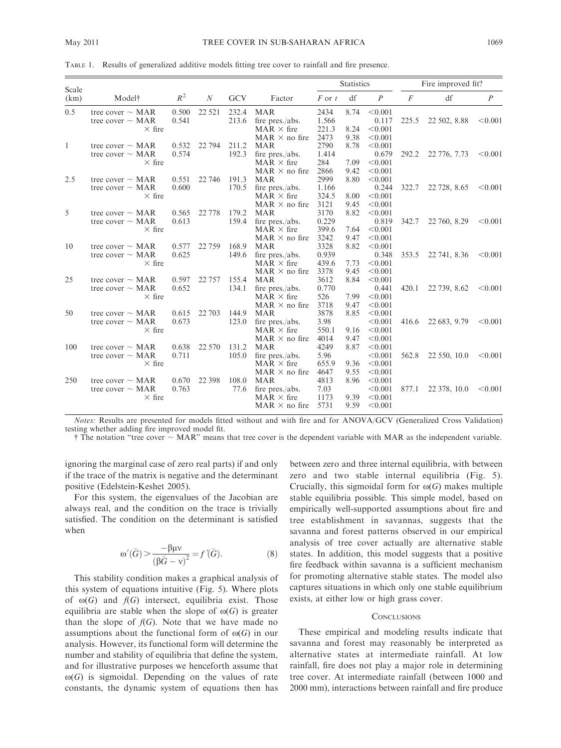TABLE 1. Results of generalized additive models fitting tree cover to rainfall and fire presence.

| Scale (km) | Model† | $R^2$ | $N$ | GCV | Factor | Statistics | | | Fire improved fit? | | |
|---|---|---|---|---|---|---|---|---|---|---|---|
| | | | | | | $F$ or $t$ | df | $P$ | $F$ | df | $P$ |
| 0.5 | tree cover ~ MAR | 0.500 | 22 521 | 232.4 | MAR | 2434 | 8.74 | <0.001 | | | |
| | tree cover ~ MAR × fire | 0.541 | | 213.6 | fire pres./abs. | 1.566 | | 0.117 | 225.5 | 22 502, 8.88 | <0.001 |
| | | | | | MAR × fire | 221.3 | 8.24 | <0.001 | | | |
| | | | | | MAR × no fire | 2473 | 9.38 | <0.001 | | | |
| 1 | tree cover ~ MAR | 0.532 | 22 794 | 211.2 | MAR | 2790 | 8.78 | <0.001 | | | |
| | tree cover ~ MAR × fire | 0.574 | | 192.3 | fire pres./abs. | 1.414 | | 0.679 | 292.2 | 22 776, 7.73 | <0.001 |
| | | | | | MAR × fire | 284 | 7.09 | <0.001 | | | |
| | | | | | MAR × no fire | 2866 | 9.42 | <0.001 | | | |
| 2.5 | tree cover ~ MAR | 0.551 | 22 746 | 191.3 | MAR | 2999 | 8.80 | <0.001 | | | |
| | tree cover ~ MAR × fire | 0.600 | | 170.5 | fire pres./abs. | 1.166 | | 0.244 | 322.7 | 22 728, 8.65 | <0.001 |
| | | | | | MAR × fire | 324.5 | 8.00 | <0.001 | | | |
| | | | | | MAR × no fire | 3121 | 9.45 | <0.001 | | | |
| 5 | tree cover ~ MAR | 0.565 | 22 778 | 179.2 | MAR | 3170 | 8.82 | <0.001 | | | |
| | tree cover ~ MAR × fire | 0.613 | | 159.4 | fire pres./abs. | 0.229 | | 0.819 | 342.7 | 22 760, 8.29 | <0.001 |
| | | | | | MAR × fire | 399.6 | 7.64 | <0.001 | | | |
| | | | | | MAR × no fire | 3242 | 9.47 | <0.001 | | | |
| 10 | tree cover ~ MAR | 0.577 | 22 759 | 168.9 | MAR | 3328 | 8.82 | <0.001 | | | |
| | tree cover ~ MAR × fire | 0.625 | | 149.6 | fire pres./abs. | 0.939 | | 0.348 | 353.5 | 22 741, 8.36 | <0.001 |
| | | | | | MAR × fire | 439.6 | 7.73 | <0.001 | | | |
| | | | | | MAR × no fire | 3378 | 9.45 | <0.001 | | | |
| 25 | tree cover ~ MAR | 0.597 | 22 757 | 155.4 | MAR | 3612 | 8.84 | <0.001 | | | |
| | tree cover ~ MAR × fire | 0.652 | | 134.1 | fire pres./abs. | 0.770 | | 0.441 | 420.1 | 22 739, 8.62 | <0.001 |
| | | | | | MAR × fire | 526 | 7.99 | <0.001 | | | |
| | | | | | MAR × no fire | 3718 | 9.47 | <0.001 | | | |
| 50 | tree cover ~ MAR | 0.615 | 22 703 | 144.9 | MAR | 3878 | 8.85 | <0.001 | | | |
| | tree cover ~ MAR × fire | 0.673 | | 123.0 | fire pres./abs. | 3.98 | | <0.001 | 416.6 | 22 683, 9.79 | <0.001 |
| | | | | | MAR × fire | 550.1 | 9.16 | <0.001 | | | |
| | | | | | MAR × no fire | 4014 | 9.47 | <0.001 | | | |
| 100 | tree cover ~ MAR | 0.638 | 22 570 | 131.2 | MAR | 4249 | 8.87 | <0.001 | | | |
| | tree cover ~ MAR × fire | 0.711 | | 105.0 | fire pres./abs. | 5.96 | | <0.001 | 562.8 | 22 550, 10.0 | <0.001 |
| | | | | | MAR × fire | 655.9 | 9.36 | <0.001 | | | |
| | | | | | MAR × no fire | 4647 | 9.55 | <0.001 | | | |
| 250 | tree cover ~ MAR | 0.670 | 22 398 | 108.0 | MAR | 4813 | 8.96 | <0.001 | | | |
| | tree cover ~ MAR × fire | 0.763 | | 77.6 | fire pres./abs. | 7.03 | | <0.001 | 877.1 | 22 378, 10.0 | <0.001 |
| | | | | | MAR × fire | 1173 | 9.39 | <0.001 | | | |
| | | | | | MAR × no fire | 5731 | 9.59 | <0.001 | | | |

*Notes:* Results are presented for models fitted without and with fire and for ANOVA/GCV (Generalized Cross Validation) testing whether adding fire improved model fit.

† The notation "tree cover ~ MAR" means that tree cover is the dependent variable with MAR as the independent variable.

ignoring the marginal case of zero real parts) if and only if the trace of the matrix is negative and the determinant positive (Edelstein-Keshet 2005).

For this system, the eigenvalues of the Jacobian are always real, and the condition on the trace is trivially satisfied. The condition on the determinant is satisfied when

$$\omega'(\bar{G}) > \frac{-\beta\mu\nu}{(\beta\bar{G} - \nu)^2} = f'(\bar{G}). \tag{8}$$

This stability condition makes a graphical analysis of this system of equations intuitive (Fig. 5). Where plots of $\omega(G)$ and $f(G)$ intersect, equilibria exist. Those equilibria are stable when the slope of $\omega(G)$ is greater than the slope of $f(G)$. Note that we have made no assumptions about the functional form of $\omega(G)$ in our analysis. However, its functional form will determine the number and stability of equilibria that define the system, and for illustrative purposes we henceforth assume that $\omega(G)$ is sigmoidal. Depending on the values of rate constants, the dynamic system of equations then has between zero and three internal equilibria, with between zero and two stable internal equilibria (Fig. 5). Crucially, this sigmoidal form for $\omega(G)$ makes multiple stable equilibria possible. This simple model, based on empirically well-supported assumptions about fire and tree establishment in savannas, suggests that the savanna and forest patterns observed in our empirical analysis of tree cover actually are alternative stable states. In addition, this model suggests that a positive fire feedback within savanna is a sufficient mechanism for promoting alternative stable states. The model also captures situations in which only one stable equilibrium exists, at either low or high grass cover.

## CONCLUSIONS

These empirical and modeling results indicate that savanna and forest may reasonably be interpreted as alternative states at intermediate rainfall. At low rainfall, fire does not play a major role in determining tree cover. At intermediate rainfall (between 1000 and 2000 mm), interactions between rainfall and fire produce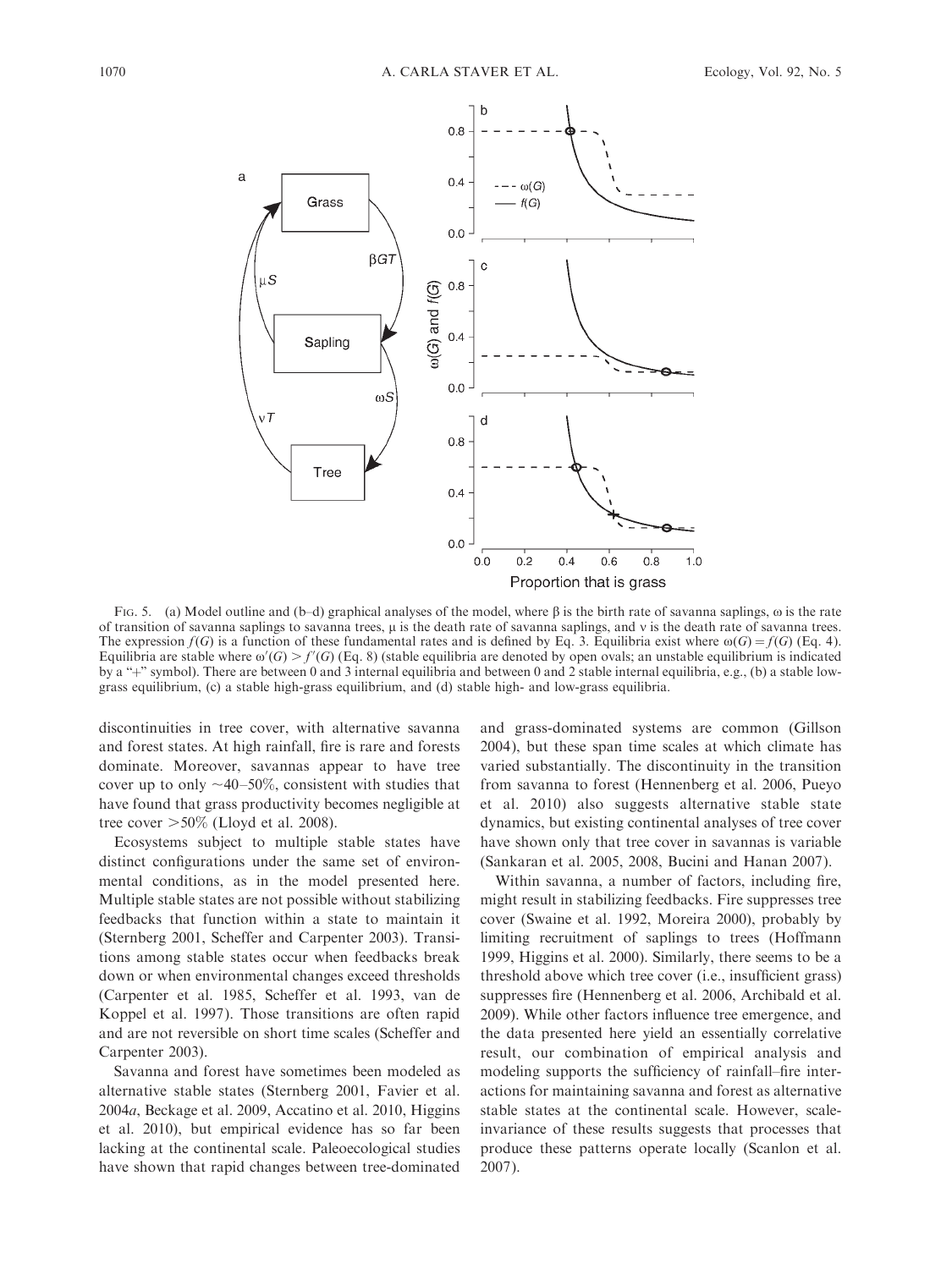Fig. 5. (a) Model outline and (b–d) graphical analyses of the model, where $\beta$ is the birth rate of savanna saplings, $\omega$ is the rate of transition of savanna saplings to savanna trees, $\mu$ is the death rate of savanna saplings, and $\nu$ is the death rate of savanna trees. The expression $f(G)$ is a function of these fundamental rates and is defined by Eq. 3. Equilibria exist where $\omega(G) = f(G)$ (Eq. 4). Equilibria are stable where $\omega'(G) > f'(G)$ (Eq. 8) (stable equilibria are denoted by open ovals; an unstable equilibrium is indicated by a "+" symbol). There are between 0 and 3 internal equilibria and between 0 and 2 stable internal equilibria, e.g., (b) a stable low-grass equilibrium, (c) a stable high-grass equilibrium, and (d) stable high- and low-grass equilibria.

discontinuities in tree cover, with alternative savanna and forest states. At high rainfall, fire is rare and forests dominate. Moreover, savannas appear to have tree cover up to only ~40–50%, consistent with studies that have found that grass productivity becomes negligible at tree cover >50% (Lloyd et al. 2008).

Ecosystems subject to multiple stable states have distinct configurations under the same set of environmental conditions, as in the model presented here. Multiple stable states are not possible without stabilizing feedbacks that function within a state to maintain it (Sternberg 2001, Scheffer and Carpenter 2003). Transitions among stable states occur when feedbacks break down or when environmental changes exceed thresholds (Carpenter et al. 1985, Scheffer et al. 1993, van de Koppel et al. 1997). Those transitions are often rapid and are not reversible on short time scales (Scheffer and Carpenter 2003).

Savanna and forest have sometimes been modeled as alternative stable states (Sternberg 2001, Favier et al. 2004*a*, Beckage et al. 2009, Accatino et al. 2010, Higgins et al. 2010), but empirical evidence has so far been lacking at the continental scale. Paleoecological studies have shown that rapid changes between tree-dominated and grass-dominated systems are common (Gillson 2004), but these span time scales at which climate has varied substantially. The discontinuity in the transition from savanna to forest (Hennenberg et al. 2006, Pueyo et al. 2010) also suggests alternative stable state dynamics, but existing continental analyses of tree cover have shown only that tree cover in savannas is variable (Sankaran et al. 2005, 2008, Bucini and Hanan 2007).

Within savanna, a number of factors, including fire, might result in stabilizing feedbacks. Fire suppresses tree cover (Swaine et al. 1992, Moreira 2000), probably by limiting recruitment of saplings to trees (Hoffmann 1999, Higgins et al. 2000). Similarly, there seems to be a threshold above which tree cover (i.e., insufficient grass) suppresses fire (Hennenberg et al. 2006, Archibald et al. 2009). While other factors influence tree emergence, and the data presented here yield an essentially correlative result, our combination of empirical analysis and modeling supports the sufficiency of rainfall–fire interactions for maintaining savanna and forest as alternative stable states at the continental scale. However, scale-invariance of these results suggests that processes that produce these patterns operate locally (Scanlon et al. 2007).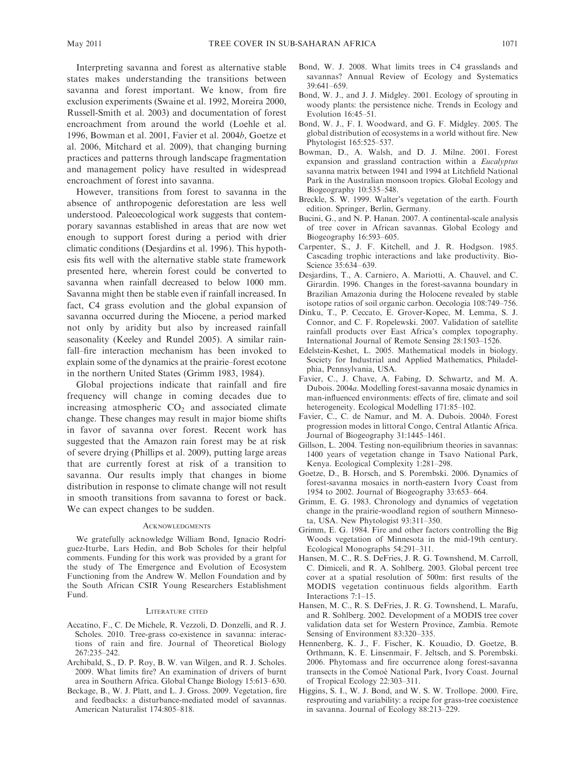Interpreting savanna and forest as alternative stable states makes understanding the transitions between savanna and forest important. We know, from fire exclusion experiments (Swaine et al. 1992, Moreira 2000, Russell-Smith et al. 2003) and documentation of forest encroachment from around the world (Loehle et al. 1996, Bowman et al. 2001, Favier et al. 2004*b*, Goetze et al. 2006, Mitchard et al. 2009), that changing burning practices and patterns through landscape fragmentation and management policy have resulted in widespread encroachment of forest into savanna.

However, transitions from forest to savanna in the absence of anthropogenic deforestation are less well understood. Paleoecological work suggests that contemporary savannas established in areas that are now wet enough to support forest during a period with drier climatic conditions (Desjardins et al. 1996). This hypothesis fits well with the alternative stable state framework presented here, wherein forest could be converted to savanna when rainfall decreased to below 1000 mm. Savanna might then be stable even if rainfall increased. In fact, C4 grass evolution and the global expansion of savanna occurred during the Miocene, a period marked not only by aridity but also by increased rainfall seasonality (Keeley and Rundel 2005). A similar rainfall–fire interaction mechanism has been invoked to explain some of the dynamics at the prairie–forest ecotone in the northern United States (Grimm 1983, 1984).

Global projections indicate that rainfall and fire frequency will change in coming decades due to increasing atmospheric $CO_2$ and associated climate change. These changes may result in major biome shifts in favor of savanna over forest. Recent work has suggested that the Amazon rain forest may be at risk of severe drying (Phillips et al. 2009), putting large areas that are currently forest at risk of a transition to savanna. Our results imply that changes in biome distribution in response to climate change will not result in smooth transitions from savanna to forest or back. We can expect changes to be sudden.

## Acknowledgments

We gratefully acknowledge William Bond, Ignacio Rodríguez-Iturbe, Lars Hedin, and Bob Scholes for their helpful comments. Funding for this work was provided by a grant for the study of The Emergence and Evolution of Ecosystem Functioning from the Andrew W. Mellon Foundation and by the South African CSIR Young Researchers Establishment Fund.

## Literature Cited

Accatino, F., C. De Michele, R. Vezzoli, D. Donzelli, and R. J. Scholes. 2010. Tree-grass co-existence in savanna: interactions of rain and fire. Journal of Theoretical Biology 267:235–242.

Archibald, S., D. P. Roy, B. W. van Wilgen, and R. J. Scholes. 2009. What limits fire? An examination of drivers of burnt area in Southern Africa. Global Change Biology 15:613–630.

Beckage, B., W. J. Platt, and L. J. Gross. 2009. Vegetation, fire and feedbacks: a disturbance-mediated model of savannas. American Naturalist 174:805–818.

Bond, W. J. 2008. What limits trees in C4 grasslands and savannas? Annual Review of Ecology and Systematics 39:641–659.

Bond, W. J., and J. J. Midgley. 2001. Ecology of sprouting in woody plants: the persistence niche. Trends in Ecology and Evolution 16:45–51.

Bond, W. J., F. I. Woodward, and G. F. Midgley. 2005. The global distribution of ecosystems in a world without fire. New Phytologist 165:525–537.

Bowman, D., A. Walsh, and D. J. Milne. 2001. Forest expansion and grassland contraction within a *Eucalyptus* savanna matrix between 1941 and 1994 at Litchfield National Park in the Australian monsoon tropics. Global Ecology and Biogeography 10:535–548.

Breckle, S. W. 1999. Walter's vegetation of the earth. Fourth edition. Springer, Berlin, Germany.

Bucini, G., and N. P. Hanan. 2007. A continental-scale analysis of tree cover in African savannas. Global Ecology and Biogeography 16:593–605.

Carpenter, S., J. F. Kitchell, and J. R. Hodgson. 1985. Cascading trophic interactions and lake productivity. BioScience 35:634–639.

Desjardins, T., A. Carniero, A. Mariotti, A. Chauvel, and C. Girardin. 1996. Changes in the forest-savanna boundary in Brazilian Amazonia during the Holocene revealed by stable isotope ratios of soil organic carbon. Oecologia 108:749–756.

Dinku, T., P. Ceccato, E. Grover-Kopec, M. Lemma, S. J. Connor, and C. F. Ropelewski. 2007. Validation of satellite rainfall products over East Africa's complex topography. International Journal of Remote Sensing 28:1503–1526.

Edelstein-Keshet, L. 2005. Mathematical models in biology. Society for Industrial and Applied Mathematics, Philadelphia, Pennsylvania, USA.

Favier, C., J. Chave, A. Fabing, D. Schwartz, and M. A. Dubois. 2004*a*. Modelling forest-savanna mosaic dynamics in man-influenced environments: effects of fire, climate and soil heterogeneity. Ecological Modelling 171:85–102.

Favier, C., C. de Namur, and M. A. Dubois. 2004*b*. Forest progression modes in littoral Congo, Central Atlantic Africa. Journal of Biogeography 31:1445–1461.

Gillson, L. 2004. Testing non-equilibrium theories in savannas: 1400 years of vegetation change in Tsavo National Park, Kenya. Ecological Complexity 1:281–298.

Goetze, D., B. Horsch, and S. Porembski. 2006. Dynamics of forest-savanna mosaics in north-eastern Ivory Coast from 1954 to 2002. Journal of Biogeography 33:653–664.

Grimm, E. G. 1983. Chronology and dynamics of vegetation change in the prairie-woodland region of southern Minnesota, USA. New Phytologist 93:311–350.

Grimm, E. G. 1984. Fire and other factors controlling the Big Woods vegetation of Minnesota in the mid-19th century. Ecological Monographs 54:291–311.

Hansen, M. C., R. S. DeFries, J. R. G. Townshend, M. Carroll, C. Dimiceli, and R. A. Sohlberg. 2003. Global percent tree cover at a spatial resolution of 500m: first results of the MODIS vegetation continuous fields algorithm. Earth Interactions 7:1–15.

Hansen, M. C., R. S. DeFries, J. R. G. Townshend, L. Marafu, and R. Sohlberg. 2002. Development of a MODIS tree cover validation data set for Western Province, Zambia. Remote Sensing of Environment 83:320–335.

Hennenberg, K. J., F. Fischer, K. Kouadio, D. Goetze, B. Orthmann, K. E. Linsenmair, F. Jeltsch, and S. Porembski. 2006. Phytomass and fire occurrence along forest-savanna transects in the Comoé National Park, Ivory Coast. Journal of Tropical Ecology 22:303–311.

Higgins, S. I., W. J. Bond, and W. S. W. Trollope. 2000. Fire, resprouting and variability: a recipe for grass-tree coexistence in savanna. Journal of Ecology 88:213–229.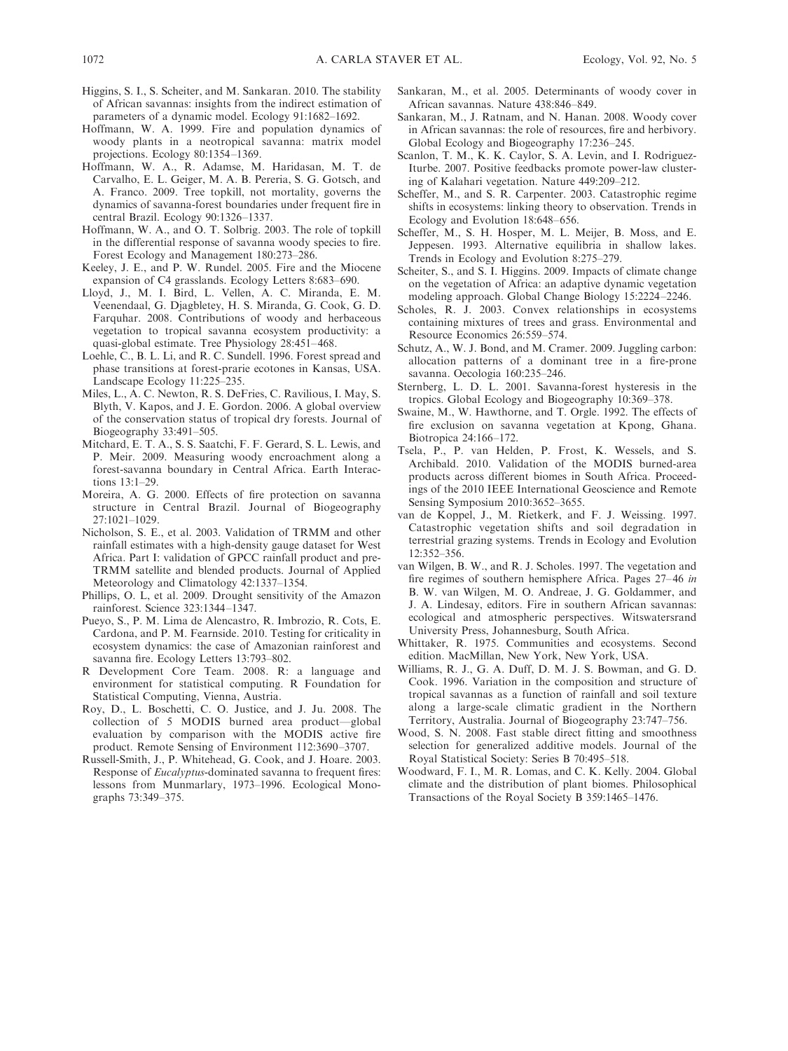Higgins, S. I., S. Scheiter, and M. Sankaran. 2010. The stability of African savannas: insights from the indirect estimation of parameters of a dynamic model. Ecology 91:1682–1692.

Hoffmann, W. A. 1999. Fire and population dynamics of woody plants in a neotropical savanna: matrix model projections. Ecology 80:1354–1369.

Hoffmann, W. A., R. Adamse, M. Haridasan, M. T. de Carvalho, E. L. Geiger, M. A. B. Pereria, S. G. Gotsch, and A. Franco. 2009. Tree topkill, not mortality, governs the dynamics of savanna-forest boundaries under frequent fire in central Brazil. Ecology 90:1326–1337.

Hoffmann, W. A., and O. T. Solbrig. 2003. The role of topkill in the differential response of savanna woody species to fire. Forest Ecology and Management 180:273–286.

Keeley, J. E., and P. W. Rundel. 2005. Fire and the Miocene expansion of C4 grasslands. Ecology Letters 8:683–690.

Lloyd, J., M. I. Bird, L. Vellen, A. C. Miranda, E. M. Veenendaal, G. Djagbletey, H. S. Miranda, G. Cook, G. D. Farquhar. 2008. Contributions of woody and herbaceous vegetation to tropical savanna ecosystem productivity: a quasi-global estimate. Tree Physiology 28:451–468.

Loehle, C., B. L. Li, and R. C. Sundell. 1996. Forest spread and phase transitions at forest-prarie ecotones in Kansas, USA. Landscape Ecology 11:225–235.

Miles, L., A. C. Newton, R. S. DeFries, C. Ravilious, I. May, S. Blyth, V. Kapos, and J. E. Gordon. 2006. A global overview of the conservation status of tropical dry forests. Journal of Biogeography 33:491–505.

Mitchard, E. T. A., S. S. Saatchi, F. F. Gerard, S. L. Lewis, and P. Meir. 2009. Measuring woody encroachment along a forest-savanna boundary in Central Africa. Earth Interactions 13:1–29.

Moreira, A. G. 2000. Effects of fire protection on savanna structure in Central Brazil. Journal of Biogeography 27:1021–1029.

Nicholson, S. E., et al. 2003. Validation of TRMM and other rainfall estimates with a high-density gauge dataset for West Africa. Part I: validation of GPCC rainfall product and pre-TRMM satellite and blended products. Journal of Applied Meteorology and Climatology 42:1337–1354.

Phillips, O. L, et al. 2009. Drought sensitivity of the Amazon rainforest. Science 323:1344–1347.

Pueyo, S., P. M. Lima de Alencastro, R. Imbrozio, R. Cots, E. Cardona, and P. M. Fearnside. 2010. Testing for criticality in ecosystem dynamics: the case of Amazonian rainforest and savanna fire. Ecology Letters 13:793–802.

R Development Core Team. 2008. R: a language and environment for statistical computing. R Foundation for Statistical Computing, Vienna, Austria.

Roy, D., L. Boschetti, C. O. Justice, and J. Ju. 2008. The collection of 5 MODIS burned area product—global evaluation by comparison with the MODIS active fire product. Remote Sensing of Environment 112:3690–3707.

Russell-Smith, J., P. Whitehead, G. Cook, and J. Hoare. 2003. Response of *Eucalyptus*-dominated savanna to frequent fires: lessons from Munmarlary, 1973–1996. Ecological Monographs 73:349–375.

Sankaran, M., et al. 2005. Determinants of woody cover in African savannas. Nature 438:846–849.

Sankaran, M., J. Ratnam, and N. Hanan. 2008. Woody cover in African savannas: the role of resources, fire and herbivory. Global Ecology and Biogeography 17:236–245.

Scanlon, T. M., K. K. Caylor, S. A. Levin, and I. Rodriguez-Iturbe. 2007. Positive feedbacks promote power-law clustering of Kalahari vegetation. Nature 449:209–212.

Scheffer, M., and S. R. Carpenter. 2003. Catastrophic regime shifts in ecosystems: linking theory to observation. Trends in Ecology and Evolution 18:648–656.

Scheffer, M., S. H. Hosper, M. L. Meijer, B. Moss, and E. Jeppesen. 1993. Alternative equilibria in shallow lakes. Trends in Ecology and Evolution 8:275–279.

Scheiter, S., and S. I. Higgins. 2009. Impacts of climate change on the vegetation of Africa: an adaptive dynamic vegetation modeling approach. Global Change Biology 15:2224–2246.

Scholes, R. J. 2003. Convex relationships in ecosystems containing mixtures of trees and grass. Environmental and Resource Economics 26:559–574.

Schutz, A., W. J. Bond, and M. Cramer. 2009. Juggling carbon: allocation patterns of a dominant tree in a fire-prone savanna. Oecologia 160:235–246.

Sternberg, L. D. L. 2001. Savanna-forest hysteresis in the tropics. Global Ecology and Biogeography 10:369–378.

Swaine, M., W. Hawthorne, and T. Orgle. 1992. The effects of fire exclusion on savanna vegetation at Kpong, Ghana. Biotropica 24:166–172.

Tsela, P., P. van Helden, P. Frost, K. Wessels, and S. Archibald. 2010. Validation of the MODIS burned-area products across different biomes in South Africa. Proceedings of the 2010 IEEE International Geoscience and Remote Sensing Symposium 2010:3652–3655.

van de Koppel, J., M. Rietkerk, and F. J. Weissing. 1997. Catastrophic vegetation shifts and soil degradation in terrestrial grazing systems. Trends in Ecology and Evolution 12:352–356.

van Wilgen, B. W., and R. J. Scholes. 1997. The vegetation and fire regimes of southern hemisphere Africa. Pages 27–46 *in* B. W. van Wilgen, M. O. Andreae, J. G. Goldammer, and J. A. Lindesay, editors. Fire in southern African savannas: ecological and atmospheric perspectives. Witswatersrand University Press, Johannesburg, South Africa.

Whittaker, R. 1975. Communities and ecosystems. Second edition. MacMillan, New York, New York, USA.

Williams, R. J., G. A. Duff, D. M. J. S. Bowman, and G. D. Cook. 1996. Variation in the composition and structure of tropical savannas as a function of rainfall and soil texture along a large-scale climatic gradient in the Northern Territory, Australia. Journal of Biogeography 23:747–756.

Wood, S. N. 2008. Fast stable direct fitting and smoothness selection for generalized additive models. Journal of the Royal Statistical Society: Series B 70:495–518.

Woodward, F. I., M. R. Lomas, and C. K. Kelly. 2004. Global climate and the distribution of plant biomes. Philosophical Transactions of the Royal Society B 359:1465–1476.